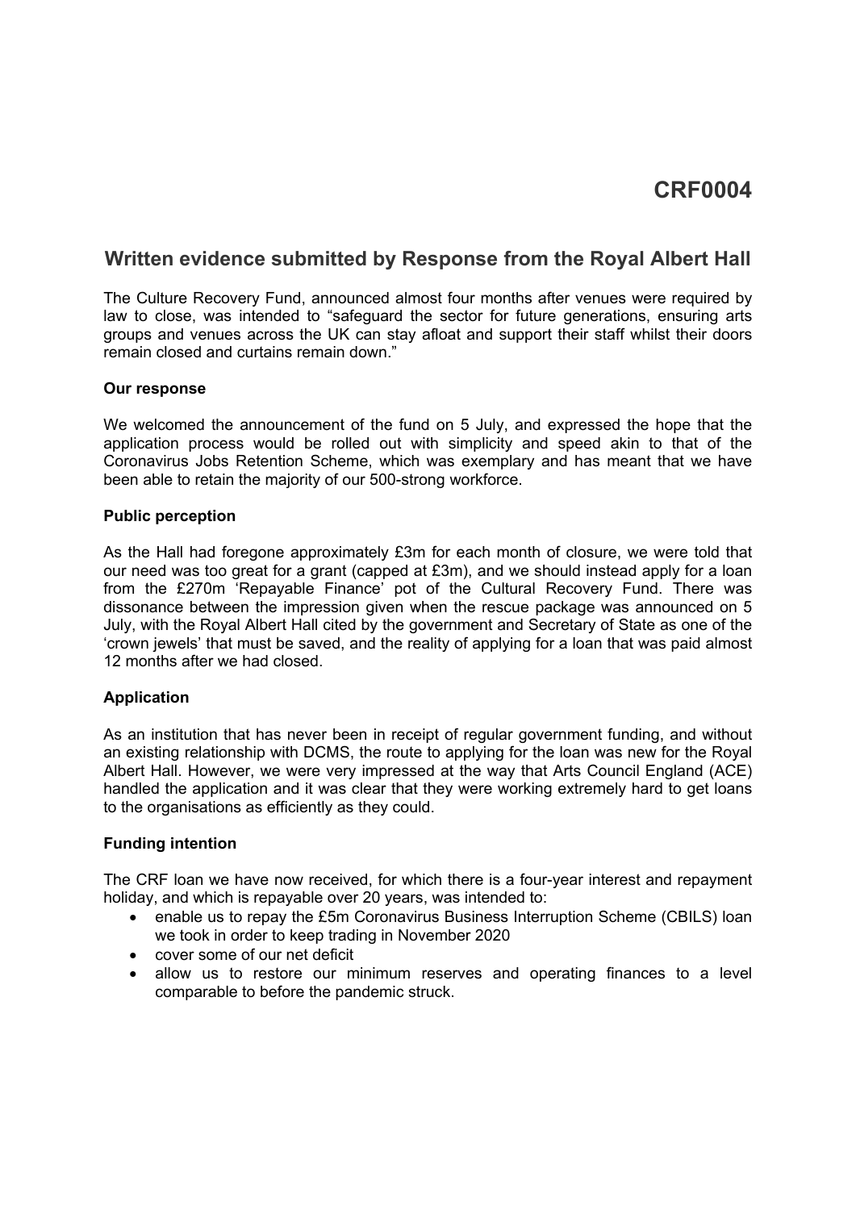# CRF0004

## Written evidence submitted by Response from the Royal Albert Hall

The Culture Recovery Fund, announced almost four months after venues were required by law to close, was intended to "safeguard the sector for future generations, ensuring arts groups and venues across the UK can stay afloat and support their staff whilst their doors remain closed and curtains remain down."

**Our response**

We welcomed the announcement of the fund on 5 July, and expressed the hope that the application process would be rolled out with simplicity and speed akin to that of the Coronavirus Jobs Retention Scheme, which was exemplary and has meant that we have been able to retain the majority of our 500-strong workforce.

**Public perception**

As the Hall had foregone approximately £3m for each month of closure, we were told that our need was too great for a grant (capped at £3m), and we should instead apply for a loan from the £270m 'Repayable Finance' pot of the Cultural Recovery Fund. There was dissonance between the impression given when the rescue package was announced on 5 July, with the Royal Albert Hall cited by the government and Secretary of State as one of the 'crown jewels' that must be saved, and the reality of applying for a loan that was paid almost 12 months after we had closed.

**Application**

As an institution that has never been in receipt of regular government funding, and without an existing relationship with DCMS, the route to applying for the loan was new for the Royal Albert Hall. However, we were very impressed at the way that Arts Council England (ACE) handled the application and it was clear that they were working extremely hard to get loans to the organisations as efficiently as they could.

**Funding intention**

The CRF loan we have now received, for which there is a four-year interest and repayment holiday, and which is repayable over 20 years, was intended to:

- enable us to repay the £5m Coronavirus Business Interruption Scheme (CBILS) loan we took in order to keep trading in November 2020
- cover some of our net deficit
- allow us to restore our minimum reserves and operating finances to a level comparable to before the pandemic struck.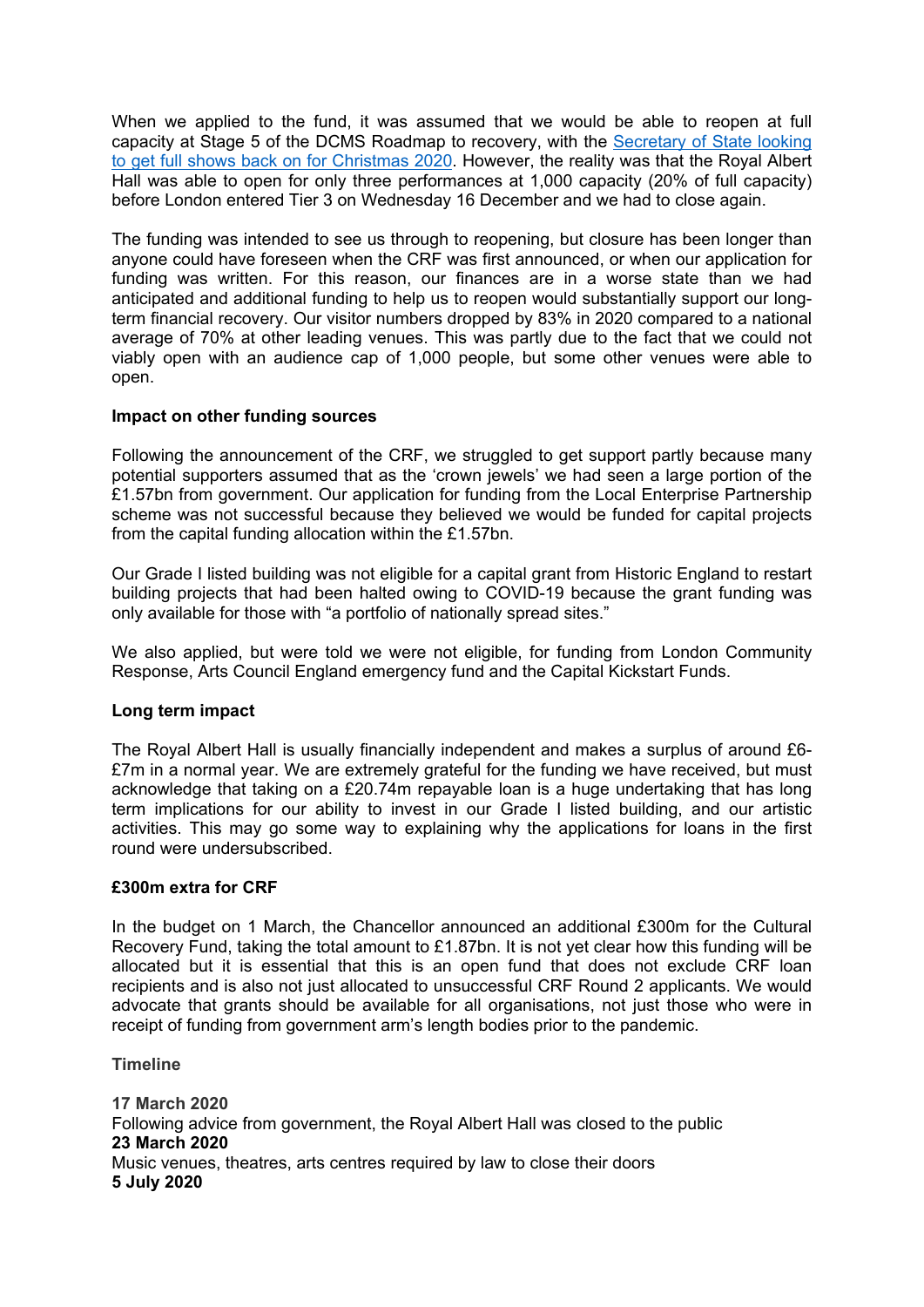When we applied to the fund, it was assumed that we would be able to reopen at full capacity at Stage 5 of the DCMS Roadmap to recovery, with the [Secretary of State looking to get full shows back on for Christmas 2020](). However, the reality was that the Royal Albert Hall was able to open for only three performances at 1,000 capacity (20% of full capacity) before London entered Tier 3 on Wednesday 16 December and we had to close again.

The funding was intended to see us through to reopening, but closure has been longer than anyone could have foreseen when the CRF was first announced, or when our application for funding was written. For this reason, our finances are in a worse state than we had anticipated and additional funding to help us to reopen would substantially support our long-term financial recovery. Our visitor numbers dropped by 83% in 2020 compared to a national average of 70% at other leading venues. This was partly due to the fact that we could not viably open with an audience cap of 1,000 people, but some other venues were able to open.

**Impact on other funding sources**

Following the announcement of the CRF, we struggled to get support partly because many potential supporters assumed that as the 'crown jewels' we had seen a large portion of the £1.57bn from government. Our application for funding from the Local Enterprise Partnership scheme was not successful because they believed we would be funded for capital projects from the capital funding allocation within the £1.57bn.

Our Grade I listed building was not eligible for a capital grant from Historic England to restart building projects that had been halted owing to COVID-19 because the grant funding was only available for those with "a portfolio of nationally spread sites."

We also applied, but were told we were not eligible, for funding from London Community Response, Arts Council England emergency fund and the Capital Kickstart Funds.

**Long term impact**

The Royal Albert Hall is usually financially independent and makes a surplus of around £6-£7m in a normal year. We are extremely grateful for the funding we have received, but must acknowledge that taking on a £20.74m repayable loan is a huge undertaking that has long term implications for our ability to invest in our Grade I listed building, and our artistic activities. This may go some way to explaining why the applications for loans in the first round were undersubscribed.

**£300m extra for CRF**

In the budget on 1 March, the Chancellor announced an additional £300m for the Cultural Recovery Fund, taking the total amount to £1.87bn. It is not yet clear how this funding will be allocated but it is essential that this is an open fund that does not exclude CRF loan recipients and is also not just allocated to unsuccessful CRF Round 2 applicants. We would advocate that grants should be available for all organisations, not just those who were in receipt of funding from government arm's length bodies prior to the pandemic.

**Timeline**

**17 March 2020**
Following advice from government, the Royal Albert Hall was closed to the public
**23 March 2020**
Music venues, theatres, arts centres required by law to close their doors
**5 July 2020**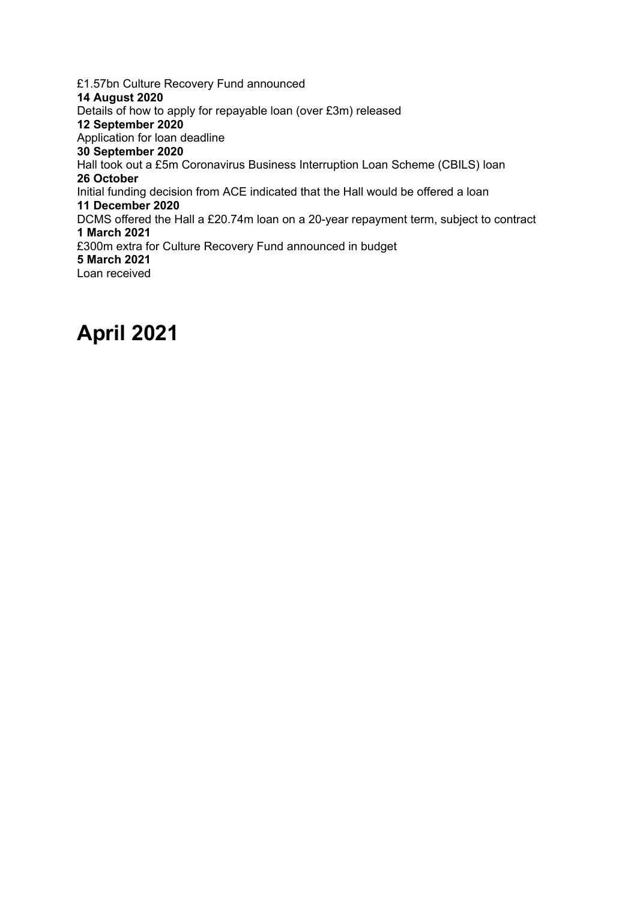£1.57bn Culture Recovery Fund announced
**14 August 2020**
Details of how to apply for repayable loan (over £3m) released
**12 September 2020**
Application for loan deadline
**30 September 2020**
Hall took out a £5m Coronavirus Business Interruption Loan Scheme (CBILS) loan
**26 October**
Initial funding decision from ACE indicated that the Hall would be offered a loan
**11 December 2020**
DCMS offered the Hall a £20.74m loan on a 20-year repayment term, subject to contract
**1 March 2021**
£300m extra for Culture Recovery Fund announced in budget
**5 March 2021**
Loan received

# April 2021